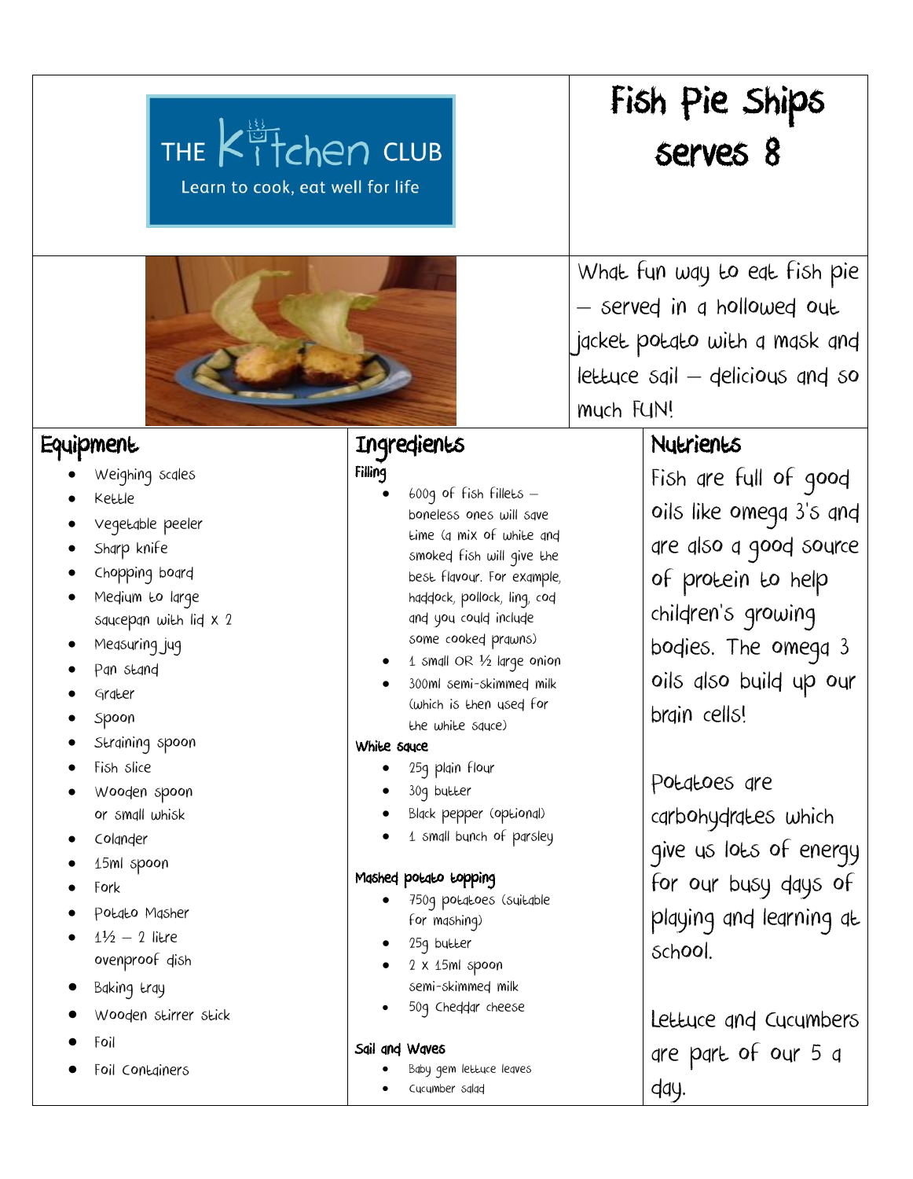THE Kitchen CLUB

Learn to cook, eat well for life

# Fish Pie Ships serves 8

What fun way to eat fish pie – served in a hollowed out jacket potato with a mask and lettuce sail – delicious and so much FUN!

## Equipment

- Weighing scales
- Kettle
- Vegetable peeler
- Sharp knife
- Chopping board
- Medium to large saucepan with lid x 2
- Measuring jug
- Pan stand
- Grater
- Spoon
- Straining spoon
- Fish slice
- Wooden spoon or small whisk
- Colander
- 15ml spoon
- Fork
- Potato Masher
- 1½ – 2 litre ovenproof dish
- Baking tray
- Wooden stirrer stick
- Foil
- Foil Containers

## Ingredients

**Filling**

- 600g of fish fillets – boneless ones will save time (a mix of white and smoked fish will give the best flavour. For example, haddock, pollock, ling, cod and you could include some cooked prawns)
- 1 small OR ½ large onion
- 300ml semi-skimmed milk (which is then used for the white sauce)

**White sauce**

- 25g plain flour
- 30g butter
- Black pepper (optional)
- 1 small bunch of parsley

**Mashed potato topping**

- 750g potatoes (suitable for mashing)
- 25g butter
- 2 x 15ml spoon semi-skimmed milk
- 50g Cheddar cheese

**Sail and Waves**

- Baby gem lettuce leaves
- Cucumber salad

## Nutrients

Fish are full of good oils like omega 3's and are also a good source of protein to help children's growing bodies. The omega 3 oils also build up our brain cells!

Potatoes are carbohydrates which give us lots of energy for our busy days of playing and learning at school.

Lettuce and Cucumbers are part of our 5 a day.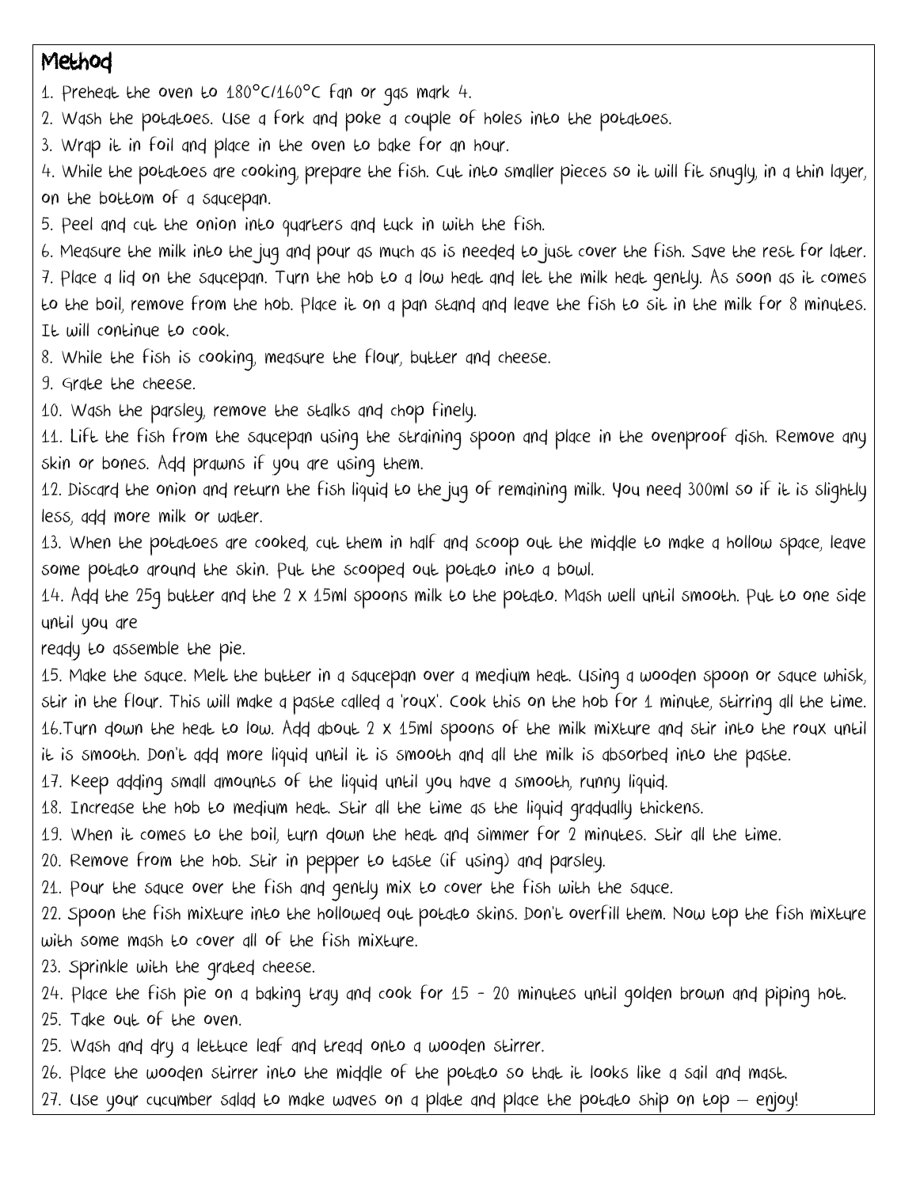## Method

1. Preheat the oven to 180°C/160°C fan or gas mark 4.
2. Wash the potatoes. Use a fork and poke a couple of holes into the potatoes.
3. Wrap it in foil and place in the oven to bake for an hour.
4. While the potatoes are cooking, prepare the fish. Cut into smaller pieces so it will fit snugly, in a thin layer, on the bottom of a saucepan.
5. Peel and cut the onion into quarters and tuck in with the fish.
6. Measure the milk into the jug and pour as much as is needed to just cover the fish. Save the rest for later.
7. Place a lid on the saucepan. Turn the hob to a low heat and let the milk heat gently. As soon as it comes to the boil, remove from the hob. Place it on a pan stand and leave the fish to sit in the milk for 8 minutes. It will continue to cook.
8. While the fish is cooking, measure the flour, butter and cheese.
9. Grate the cheese.
10. Wash the parsley, remove the stalks and chop finely.
11. Lift the fish from the saucepan using the straining spoon and place in the ovenproof dish. Remove any skin or bones. Add prawns if you are using them.
12. Discard the onion and return the fish liquid to the jug of remaining milk. You need 300ml so if it is slightly less, add more milk or water.
13. When the potatoes are cooked, cut them in half and scoop out the middle to make a hollow space, leave some potato around the skin. Put the scooped out potato into a bowl.
14. Add the 25g butter and the 2 x 15ml spoons milk to the potato. Mash well until smooth. Put to one side until you are
ready to assemble the pie.
15. Make the sauce. Melt the butter in a saucepan over a medium heat. Using a wooden spoon or sauce whisk, stir in the flour. This will make a paste called a 'roux'. Cook this on the hob for 1 minute, stirring all the time.
16. Turn down the heat to low. Add about 2 x 15ml spoons of the milk mixture and stir into the roux until it is smooth. Don't add more liquid until it is smooth and all the milk is absorbed into the paste.
17. Keep adding small amounts of the liquid until you have a smooth, runny liquid.
18. Increase the hob to medium heat. Stir all the time as the liquid gradually thickens.
19. When it comes to the boil, turn down the heat and simmer for 2 minutes. Stir all the time.
20. Remove from the hob. Stir in pepper to taste (if using) and parsley.
21. Pour the sauce over the fish and gently mix to cover the fish with the sauce.
22. Spoon the fish mixture into the hollowed out potato skins. Don't overfill them. Now top the fish mixture with some mash to cover all of the fish mixture.
23. Sprinkle with the grated cheese.
24. Place the fish pie on a baking tray and cook for 15 - 20 minutes until golden brown and piping hot.
25. Take out of the oven.
25. Wash and dry a lettuce leaf and tread onto a wooden stirrer.
26. Place the wooden stirrer into the middle of the potato so that it looks like a sail and mast.
27. Use your cucumber salad to make waves on a plate and place the potato ship on top – enjoy!